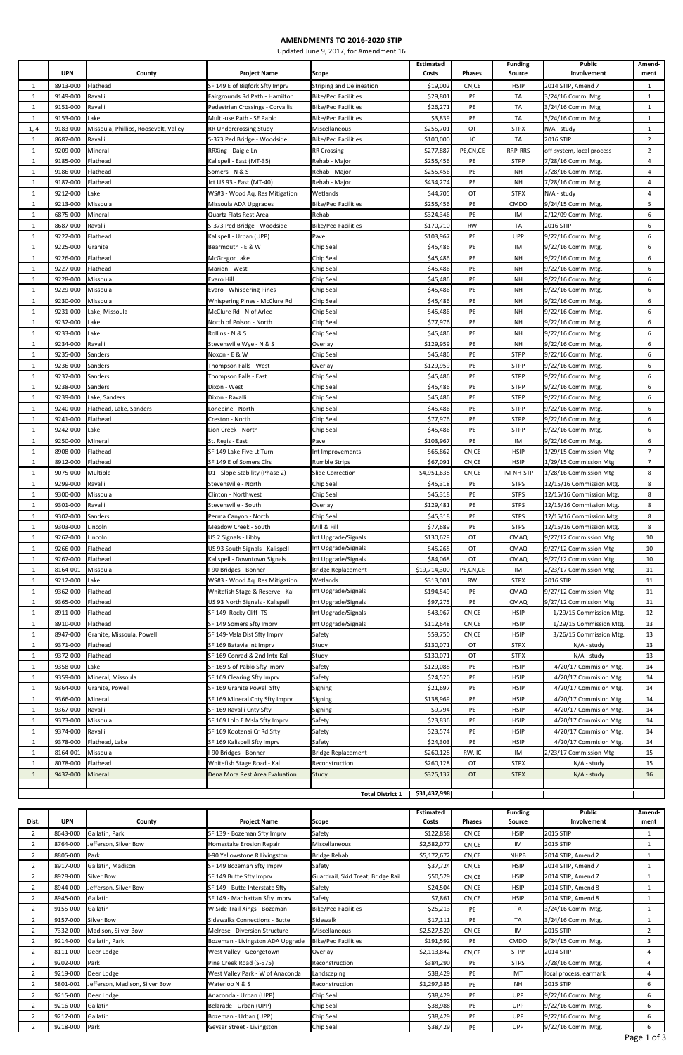# AMENDMENTS TO 2016-2020 STIP

Updated June 9, 2017, for Amendment 16

| | UPN | County | Project Name | Scope | Estimated Costs | Phases | Funding Source | Public Involvement | Amend-ment |
|---|---|---|---|---|---|---|---|---|---|
| 1 | 8913-000 | Flathead | SF 149 E of Bigfork Sfty Imprv | Striping and Delineation | $19,002 | CN,CE | HSIP | 2014 STIP, Amend 7 | 1 |
| 1 | 9149-000 | Ravalli | Fairgrounds Rd Path - Hamilton | Bike/Ped Facilities | $29,801 | PE | TA | 3/24/16 Comm. Mtg | 1 |
| 1 | 9151-000 | Ravalli | Pedestrian Crossings - Corvallis | Bike/Ped Facilities | $26,271 | PE | TA | 3/24/16 Comm. Mtg | 1 |
| 1 | 9153-000 | Lake | Multi-use Path - SE Pablo | Bike/Ped Facilities | $3,839 | PE | TA | 3/24/16 Comm. Mtg. | 1 |
| 1, 4 | 9183-000 | Missoula, Phillips, Roosevelt, Valley | RR Undercrossing Study | Miscellaneous | $255,701 | OT | STPX | N/A - study | 1 |
| 1 | 8687-000 | Ravalli | S-373 Ped Bridge - Woodside | Bike/Ped Facilities | $100,000 | IC | TA | 2016 STIP | 2 |
| 1 | 9209-000 | Mineral | RRXing - Daigle Ln | RR Crossing | $277,887 | PE,CN,CE | RRP-RRS | off-system, local process | 2 |
| 1 | 9185-000 | Flathead | Kalispell - East (MT-35) | Rehab - Major | $255,456 | PE | STPP | 7/28/16 Comm. Mtg. | 4 |
| 1 | 9186-000 | Flathead | Somers - N & S | Rehab - Major | $255,456 | PE | NH | 7/28/16 Comm. Mtg. | 4 |
| 1 | 9187-000 | Flathead | Jct US 93 - East (MT-40) | Rehab - Major | $434,274 | PE | NH | 7/28/16 Comm. Mtg. | 4 |
| 1 | 9212-000 | Lake | WS#3 - Wood Aq. Res Mitigation | Wetlands | $44,705 | OT | STPX | N/A - study | 4 |
| 1 | 9213-000 | Missoula | Missoula ADA Upgrades | Bike/Ped Facilities | $255,456 | PE | CMDO | 9/24/15 Comm. Mtg. | 5 |
| 1 | 6875-000 | Mineral | Quartz Flats Rest Area | Rehab | $324,346 | PE | IM | 2/12/09 Comm. Mtg. | 6 |
| 1 | 8687-000 | Ravalli | S-373 Ped Bridge - Woodside | Bike/Ped Facilities | $170,710 | RW | TA | 2016 STIP | 6 |
| 1 | 9222-000 | Flathead | Kalispell - Urban (UPP) | Pave | $103,967 | PE | UPP | 9/22/16 Comm. Mtg. | 6 |
| 1 | 9225-000 | Granite | Bearmouth - E & W | Chip Seal | $45,486 | PE | IM | 9/22/16 Comm. Mtg. | 6 |
| 1 | 9226-000 | Flathead | McGregor Lake | Chip Seal | $45,486 | PE | NH | 9/22/16 Comm. Mtg. | 6 |
| 1 | 9227-000 | Flathead | Marion - West | Chip Seal | $45,486 | PE | NH | 9/22/16 Comm. Mtg. | 6 |
| 1 | 9228-000 | Missoula | Evaro Hill | Chip Seal | $45,486 | PE | NH | 9/22/16 Comm. Mtg. | 6 |
| 1 | 9229-000 | Missoula | Evaro - Whispering Pines | Chip Seal | $45,486 | PE | NH | 9/22/16 Comm. Mtg. | 6 |
| 1 | 9230-000 | Missoula | Whispering Pines - McClure Rd | Chip Seal | $45,486 | PE | NH | 9/22/16 Comm. Mtg. | 6 |
| 1 | 9231-000 | Lake, Missoula | McClure Rd - N of Arlee | Chip Seal | $45,486 | PE | NH | 9/22/16 Comm. Mtg. | 6 |
| 1 | 9232-000 | Lake | North of Polson - North | Chip Seal | $77,976 | PE | NH | 9/22/16 Comm. Mtg. | 6 |
| 1 | 9233-000 | Lake | Rollins - N & S | Chip Seal | $45,486 | PE | NH | 9/22/16 Comm. Mtg. | 6 |
| 1 | 9234-000 | Ravalli | Stevensville Wye - N & S | Overlay | $129,959 | PE | NH | 9/22/16 Comm. Mtg. | 6 |
| 1 | 9235-000 | Sanders | Noxon - E & W | Chip Seal | $45,486 | PE | STPP | 9/22/16 Comm. Mtg. | 6 |
| 1 | 9236-000 | Sanders | Thompson Falls - West | Overlay | $129,959 | PE | STPP | 9/22/16 Comm. Mtg. | 6 |
| 1 | 9237-000 | Sanders | Thompson Falls - East | Chip Seal | $45,486 | PE | STPP | 9/22/16 Comm. Mtg. | 6 |
| 1 | 9238-000 | Sanders | Dixon - West | Chip Seal | $45,486 | PE | STPP | 9/22/16 Comm. Mtg. | 6 |
| 1 | 9239-000 | Lake, Sanders | Dixon - Ravalli | Chip Seal | $45,486 | PE | STPP | 9/22/16 Comm. Mtg. | 6 |
| 1 | 9240-000 | Flathead, Lake, Sanders | Lonepine - North | Chip Seal | $45,486 | PE | STPP | 9/22/16 Comm. Mtg. | 6 |
| 1 | 9241-000 | Flathead | Creston - North | Chip Seal | $77,976 | PE | STPP | 9/22/16 Comm. Mtg. | 6 |
| 1 | 9242-000 | Lake | Lion Creek - North | Chip Seal | $45,486 | PE | STPP | 9/22/16 Comm. Mtg. | 6 |
| 1 | 9250-000 | Mineral | St. Regis - East | Pave | $103,967 | PE | IM | 9/22/16 Comm. Mtg. | 6 |
| 1 | 8908-000 | Flathead | SF 149 Lake Five Lt Turn | Int Improvements | $65,862 | CN,CE | HSIP | 1/29/15 Commission Mtg. | 7 |
| 1 | 8912-000 | Flathead | SF 149 E of Somers Clrs | Rumble Strips | $67,091 | CN,CE | HSIP | 1/29/15 Commission Mtg. | 7 |
| 1 | 9075-000 | Multiple | D1 - Slope Stability (Phase 2) | Slide Correction | $4,951,638 | CN,CE | IM-NH-STP | 1/28/16 Commission Mtg. | 8 |
| 1 | 9299-000 | Ravalli | Stevensville - North | Chip Seal | $45,318 | PE | STPS | 12/15/16 Commission Mtg. | 8 |
| 1 | 9300-000 | Missoula | Clinton - Northwest | Chip Seal | $45,318 | PE | STPS | 12/15/16 Commission Mtg. | 8 |
| 1 | 9301-000 | Ravalli | Stevensville - South | Overlay | $129,481 | PE | STPS | 12/15/16 Commission Mtg. | 8 |
| 1 | 9302-000 | Sanders | Perma Canyon - North | Chip Seal | $45,318 | PE | STPS | 12/15/16 Commission Mtg. | 8 |
| 1 | 9303-000 | Lincoln | Meadow Creek - South | Mill & Fill | $77,689 | PE | STPS | 12/15/16 Commission Mtg. | 8 |
| 1 | 9262-000 | Lincoln | US 2 Signals - Libby | Int Upgrade/Signals | $130,629 | OT | CMAQ | 9/27/12 Commission Mtg. | 10 |
| 1 | 9266-000 | Flathead | US 93 South Signals - Kalispell | Int Upgrade/Signals | $45,268 | OT | CMAQ | 9/27/12 Commission Mtg. | 10 |
| 1 | 9267-000 | Flathead | Kalispell - Downtown Signals | Int Upgrade/Signals | $84,068 | OT | CMAQ | 9/27/12 Commission Mtg. | 10 |
| 1 | 8164-001 | Missoula | I-90 Bridges - Bonner | Bridge Replacement | $19,714,300 | PE,CN,CE | IM | 2/23/17 Commission Mtg. | 11 |
| 1 | 9212-000 | Lake | WS#3 - Wood Aq. Res Mitigation | Wetlands | $313,001 | RW | STPX | 2016 STIP | 11 |
| 1 | 9362-000 | Flathead | Whitefish Stage & Reserve - Kal | Int Upgrade/Signals | $194,549 | PE | CMAQ | 9/27/12 Commission Mtg. | 11 |
| 1 | 9365-000 | Flathead | US 93 North Signals - Kalispell | Int Upgrade/Signals | $97,275 | PE | CMAQ | 9/27/12 Commission Mtg. | 11 |
| 1 | 8911-000 | Flathead | SF 149 Rocky Cliff ITS | Int Upgrade/Signals | $43,967 | CN,CE | HSIP | 1/29/15 Commission Mtg. | 12 |
| 1 | 8910-000 | Flathead | SF 149 Somers Sfty Imprv | Int Upgrade/Signals | $112,648 | CN,CE | HSIP | 1/29/15 Commission Mtg. | 13 |
| 1 | 8947-000 | Granite, Missoula, Powell | SF 149-Msla Dist Sfty Imprv | Safety | $59,750 | CN,CE | HSIP | 3/26/15 Commission Mtg. | 13 |
| 1 | 9371-000 | Flathead | SF 169 Batavia Int Imprv | Study | $130,071 | OT | STPX | N/A - study | 13 |
| 1 | 9372-000 | Flathead | SF 169 Conrad & 2nd Intx-Kal | Study | $130,071 | OT | STPX | N/A - study | 13 |
| 1 | 9358-000 | Lake | SF 169 S of Pablo Sfty Imprv | Safety | $129,088 | PE | HSIP | 4/20/17 Commision Mtg. | 14 |
| 1 | 9359-000 | Mineral, Missoula | SF 169 Clearing Sfty Imprv | Safety | $24,520 | PE | HSIP | 4/20/17 Commision Mtg. | 14 |
| 1 | 9364-000 | Granite, Powell | SF 169 Granite Powell Sfty | Signing | $21,697 | PE | HSIP | 4/20/17 Commision Mtg. | 14 |
| 1 | 9366-000 | Mineral | SF 169 Mineral Cnty Sfty Imprv | Signing | $138,969 | PE | HSIP | 4/20/17 Commision Mtg. | 14 |
| 1 | 9367-000 | Ravalli | SF 169 Ravalli Cnty Sfty | Signing | $9,794 | PE | HSIP | 4/20/17 Commision Mtg. | 14 |
| 1 | 9373-000 | Missoula | SF 169 Lolo E Msla Sfty Imprv | Safety | $23,836 | PE | HSIP | 4/20/17 Commision Mtg. | 14 |
| 1 | 9374-000 | Ravalli | SF 169 Kootenai Cr Rd Sfty | Safety | $23,574 | PE | HSIP | 4/20/17 Commision Mtg. | 14 |
| 1 | 9378-000 | Flathead, Lake | SF 169 Kalispell Sfty Imprv | Safety | $24,303 | PE | HSIP | 4/20/17 Commision Mtg. | 14 |
| 1 | 8164-001 | Missoula | I-90 Bridges - Bonner | Bridge Replacement | $260,128 | RW, IC | IM | 2/23/17 Commission Mtg. | 15 |
| 1 | 8078-000 | Flathead | Whitefish Stage Road - Kal | Reconstruction | $260,128 | OT | STPX | N/A - study | 15 |
| 1 | 9432-000 | Mineral | Dena Mora Rest Area Evaluation | Study | $325,137 | OT | STPX | N/A - study | 16 |
| | | | | **Total District 1** | **$31,437,998** | | | | |

| Dist. | UPN | County | Project Name | Scope | Estimated Costs | Phases | Funding Source | Public Involvement | Amend-ment |
|---|---|---|---|---|---|---|---|---|---|
| 2 | 8643-000 | Gallatin, Park | SF 139 - Bozeman Sfty Imprv | Safety | $122,858 | CN,CE | HSIP | 2015 STIP | 1 |
| 2 | 8764-000 | Jefferson, Silver Bow | Homestake Erosion Repair | Miscellaneous | $2,582,077 | CN,CE | IM | 2015 STIP | 1 |
| 2 | 8805-000 | Park | I-90 Yellowstone R Livingston | Bridge Rehab | $5,172,672 | CN,CE | NHPB | 2014 STIP, Amend 2 | 1 |
| 2 | 8917-000 | Gallatin, Madison | SF 149 Bozeman Sfty Imprv | Safety | $37,724 | CN,CE | HSIP | 2014 STIP, Amend 7 | 1 |
| 2 | 8928-000 | Silver Bow | SF 149 Butte Sfty Imprv | Guardrail, Skid Treat, Bridge Rail | $50,529 | CN,CE | HSIP | 2014 STIP, Amend 7 | 1 |
| 2 | 8944-000 | Jefferson, Silver Bow | SF 149 - Butte Interstate Sfty | Safety | $24,504 | CN,CE | HSIP | 2014 STIP, Amend 8 | 1 |
| 2 | 8945-000 | Gallatin | SF 149 - Manhattan Sfty Imprv | Safety | $7,861 | CN,CE | HSIP | 2014 STIP, Amend 8 | 1 |
| 2 | 9155-000 | Gallatin | W Side Trail Xings - Bozeman | Bike/Ped Facilities | $25,213 | PE | TA | 3/24/16 Comm. Mtg. | 1 |
| 2 | 9157-000 | Silver Bow | Sidewalks Connections - Butte | Sidewalk | $17,111 | PE | TA | 3/24/16 Comm. Mtg. | 1 |
| 2 | 7332-000 | Madison, Silver Bow | Melrose - Diversion Structure | Miscellaneous | $2,527,520 | CN,CE | IM | 2015 STIP | 2 |
| 2 | 9214-000 | Gallatin, Park | Bozeman - Livingston ADA Upgrade | Bike/Ped Facilities | $191,592 | PE | CMDO | 9/24/15 Comm. Mtg. | 3 |
| 2 | 8111-000 | Deer Lodge | West Valley - Georgetown | Overlay | $2,113,842 | CN,CE | STPP | 2014 STIP | 4 |
| 2 | 9202-000 | Park | Pine Creek Road (S-575) | Reconstruction | $384,290 | PE | STPS | 7/28/16 Comm. Mtg. | 4 |
| 2 | 9219-000 | Deer Lodge | West Valley Park - W of Anaconda | Landscaping | $38,429 | PE | MT | local process, earmark | 4 |
| 2 | 5801-001 | Jefferson, Madison, Silver Bow | Waterloo N & S | Reconstruction | $1,297,385 | PE | NH | 2015 STIP | 6 |
| 2 | 9215-000 | Deer Lodge | Anaconda - Urban (UPP) | Chip Seal | $38,429 | PE | UPP | 9/22/16 Comm. Mtg. | 6 |
| 2 | 9216-000 | Gallatin | Belgrade - Urban (UPP) | Chip Seal | $38,988 | PE | UPP | 9/22/16 Comm. Mtg. | 6 |
| 2 | 9217-000 | Gallatin | Bozeman - Urban (UPP) | Chip Seal | $38,429 | PE | UPP | 9/22/16 Comm. Mtg. | 6 |
| 2 | 9218-000 | Park | Geyser Street - Livingston | Chip Seal | $38,429 | PE | UPP | 9/22/16 Comm. Mtg. | 6 |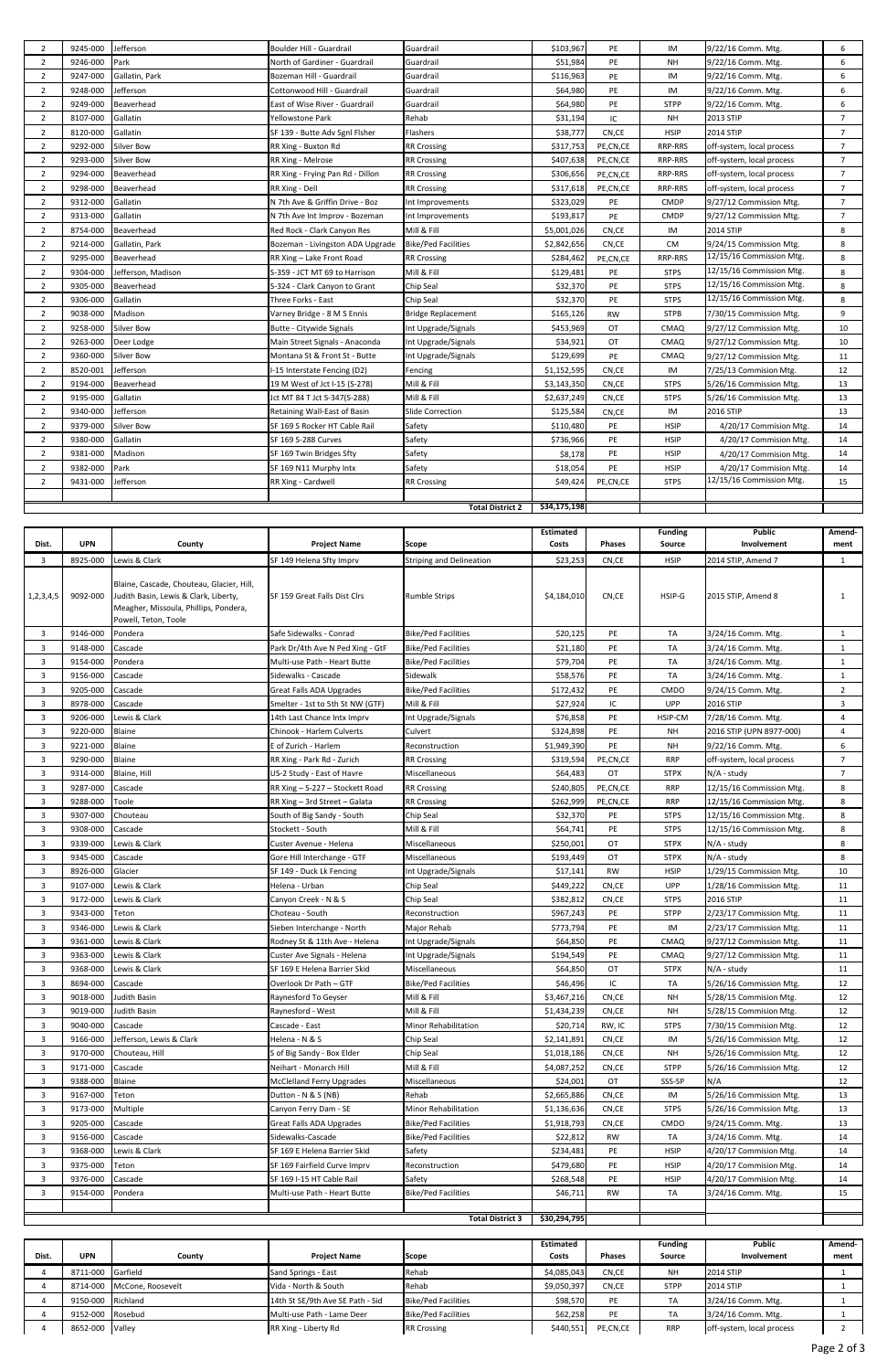| Dist. | UPN | County | Project Name | Scope | Estimated Costs | Phases | Funding Source | Public Involvement | Amend-ment |
|---|---|---|---|---|---|---|---|---|---|
| 2 | 9245-000 | Jefferson | Boulder Hill - Guardrail | Guardrail | $103,967 | PE | IM | 9/22/16 Comm. Mtg. | 6 |
| 2 | 9246-000 | Park | North of Gardiner - Guardrail | Guardrail | $51,984 | PE | NH | 9/22/16 Comm. Mtg. | 6 |
| 2 | 9247-000 | Gallatin, Park | Bozeman Hill - Guardrail | Guardrail | $116,963 | PE | IM | 9/22/16 Comm. Mtg. | 6 |
| 2 | 9248-000 | Jefferson | Cottonwood Hill - Guardrail | Guardrail | $64,980 | PE | IM | 9/22/16 Comm. Mtg. | 6 |
| 2 | 9249-000 | Beaverhead | East of Wise River - Guardrail | Guardrail | $64,980 | PE | STPP | 9/22/16 Comm. Mtg. | 6 |
| 2 | 8107-000 | Gallatin | Yellowstone Park | Rehab | $31,194 | IC | NH | 2013 STIP | 7 |
| 2 | 8120-000 | Gallatin | SF 139 - Butte Adv Sgnl Flsher | Flashers | $38,777 | CN,CE | HSIP | 2014 STIP | 7 |
| 2 | 9292-000 | Silver Bow | RR Xing - Buxton Rd | RR Crossing | $317,753 | PE,CN,CE | RRP-RRS | off-system, local process | 7 |
| 2 | 9293-000 | Silver Bow | RR Xing - Melrose | RR Crossing | $407,638 | PE,CN,CE | RRP-RRS | off-system, local process | 7 |
| 2 | 9294-000 | Beaverhead | RR Xing - Frying Pan Rd - Dillon | RR Crossing | $306,656 | PE,CN,CE | RRP-RRS | off-system, local process | 7 |
| 2 | 9298-000 | Beaverhead | RR Xing - Dell | RR Crossing | $317,618 | PE,CN,CE | RRP-RRS | off-system, local process | 7 |
| 2 | 9312-000 | Gallatin | N 7th Ave & Griffin Drive - Boz | Int Improvements | $323,029 | PE | CMDP | 9/27/12 Commission Mtg. | 7 |
| 2 | 9313-000 | Gallatin | N 7th Ave Int Improv - Bozeman | Int Improvements | $193,817 | PE | CMDP | 9/27/12 Commission Mtg. | 7 |
| 2 | 8754-000 | Beaverhead | Red Rock - Clark Canyon Res | Mill & Fill | $5,001,026 | CN,CE | IM | 2014 STIP | 8 |
| 2 | 9214-000 | Gallatin, Park | Bozeman - Livingston ADA Upgrade | Bike/Ped Facilities | $2,842,656 | CN,CE | CM | 9/24/15 Commission Mtg. | 8 |
| 2 | 9295-000 | Beaverhead | RR Xing – Lake Front Road | RR Crossing | $284,462 | PE,CN,CE | RRP-RRS | 12/15/16 Commission Mtg. | 8 |
| 2 | 9304-000 | Jefferson, Madison | S-359 - JCT MT 69 to Harrison | Mill & Fill | $129,481 | PE | STPS | 12/15/16 Commission Mtg. | 8 |
| 2 | 9305-000 | Beaverhead | S-324 - Clark Canyon to Grant | Chip Seal | $32,370 | PE | STPS | 12/15/16 Commission Mtg. | 8 |
| 2 | 9306-000 | Gallatin | Three Forks - East | Chip Seal | $32,370 | PE | STPS | 12/15/16 Commission Mtg. | 8 |
| 2 | 9038-000 | Madison | Varney Bridge - 8 M S Ennis | Bridge Replacement | $165,126 | RW | STPB | 7/30/15 Commission Mtg. | 9 |
| 2 | 9258-000 | Silver Bow | Butte - Citywide Signals | Int Upgrade/Signals | $453,969 | OT | CMAQ | 9/27/12 Commission Mtg. | 10 |
| 2 | 9263-000 | Deer Lodge | Main Street Signals - Anaconda | Int Upgrade/Signals | $34,921 | OT | CMAQ | 9/27/12 Commission Mtg. | 10 |
| 2 | 9360-000 | Silver Bow | Montana St & Front St - Butte | Int Upgrade/Signals | $129,699 | PE | CMAQ | 9/27/12 Commission Mtg. | 11 |
| 2 | 8520-001 | Jefferson | I-15 Interstate Fencing (D2) | Fencing | $1,152,595 | CN,CE | IM | 7/25/13 Commision Mtg. | 12 |
| 2 | 9194-000 | Beaverhead | 19 M West of Jct I-15 (S-278) | Mill & Fill | $3,143,350 | CN,CE | STPS | 5/26/16 Commission Mtg. | 13 |
| 2 | 9195-000 | Gallatin | Jct MT 84 T Jct S-347(S-288) | Mill & Fill | $2,637,249 | CN,CE | STPS | 5/26/16 Commission Mtg. | 13 |
| 2 | 9340-000 | Jefferson | Retaining Wall-East of Basin | Slide Correction | $125,584 | CN,CE | IM | 2016 STIP | 13 |
| 2 | 9379-000 | Silver Bow | SF 169 S Rocker HT Cable Rail | Safety | $110,480 | PE | HSIP | 4/20/17 Commision Mtg. | 14 |
| 2 | 9380-000 | Gallatin | SF 169 S-288 Curves | Safety | $736,966 | PE | HSIP | 4/20/17 Commision Mtg. | 14 |
| 2 | 9381-000 | Madison | SF 169 Twin Bridges Sfty | Safety | $8,178 | PE | HSIP | 4/20/17 Commision Mtg. | 14 |
| 2 | 9382-000 | Park | SF 169 N11 Murphy Intx | Safety | $18,054 | PE | HSIP | 4/20/17 Commision Mtg. | 14 |
| 2 | 9431-000 | Jefferson | RR Xing - Cardwell | RR Crossing | $49,424 | PE,CN,CE | STPS | 12/15/16 Commission Mtg. | 15 |
| | | | | **Total District 2** | **$34,175,198** | | | | |

| Dist. | UPN | County | Project Name | Scope | Estimated Costs | Phases | Funding Source | Public Involvement | Amend-ment |
|---|---|---|---|---|---|---|---|---|---|
| 3 | 8925-000 | Lewis & Clark | SF 149 Helena Sfty Imprv | Striping and Delineation | $23,253 | CN,CE | HSIP | 2014 STIP, Amend 7 | 1 |
| 1,2,3,4,5 | 9092-000 | Blaine, Cascade, Chouteau, Glacier, Hill, Judith Basin, Lewis & Clark, Liberty, Meagher, Missoula, Phillips, Pondera, Powell, Teton, Toole | SF 159 Great Falls Dist Clrs | Rumble Strips | $4,184,010 | CN,CE | HSIP-G | 2015 STIP, Amend 8 | 1 |
| 3 | 9146-000 | Pondera | Safe Sidewalks - Conrad | Bike/Ped Facilities | $20,125 | PE | TA | 3/24/16 Comm. Mtg. | 1 |
| 3 | 9148-000 | Cascade | Park Dr/4th Ave N Ped Xing - GtF | Bike/Ped Facilities | $21,180 | PE | TA | 3/24/16 Comm. Mtg. | 1 |
| 3 | 9154-000 | Pondera | Multi-use Path - Heart Butte | Bike/Ped Facilities | $79,704 | PE | TA | 3/24/16 Comm. Mtg. | 1 |
| 3 | 9156-000 | Cascade | Sidewalks - Cascade | Sidewalk | $58,576 | PE | TA | 3/24/16 Comm. Mtg. | 1 |
| 3 | 9205-000 | Cascade | Great Falls ADA Upgrades | Bike/Ped Facilities | $172,432 | PE | CMDO | 9/24/15 Comm. Mtg. | 2 |
| 3 | 8978-000 | Cascade | Smelter - 1st to 5th St NW (GTF) | Mill & Fill | $27,924 | IC | UPP | 2016 STIP | 3 |
| 3 | 9206-000 | Lewis & Clark | 14th Last Chance Intx Imprv | Int Upgrade/Signals | $76,858 | PE | HSIP-CM | 7/28/16 Comm. Mtg. | 4 |
| 3 | 9220-000 | Blaine | Chinook - Harlem Culverts | Culvert | $324,898 | PE | NH | 2016 STIP (UPN 8977-000) | 4 |
| 3 | 9221-000 | Blaine | E of Zurich - Harlem | Reconstruction | $1,949,390 | PE | NH | 9/22/16 Comm. Mtg. | 6 |
| 3 | 9290-000 | Blaine | RR Xing - Park Rd - Zurich | RR Crossing | $319,594 | PE,CN,CE | RRP | off-system, local process | 7 |
| 3 | 9314-000 | Blaine, Hill | US-2 Study - East of Havre | Miscellaneous | $64,483 | OT | STPX | N/A - study | 7 |
| 3 | 9287-000 | Cascade | RR Xing – S-227 – Stockett Road | RR Crossing | $240,805 | PE,CN,CE | RRP | 12/15/16 Commission Mtg. | 8 |
| 3 | 9288-000 | Toole | RR Xing – 3rd Street – Galata | RR Crossing | $262,999 | PE,CN,CE | RRP | 12/15/16 Commission Mtg. | 8 |
| 3 | 9307-000 | Chouteau | South of Big Sandy - South | Chip Seal | $32,370 | PE | STPS | 12/15/16 Commission Mtg. | 8 |
| 3 | 9308-000 | Cascade | Stockett - South | Mill & Fill | $64,741 | PE | STPS | 12/15/16 Commission Mtg. | 8 |
| 3 | 9339-000 | Lewis & Clark | Custer Avenue - Helena | Miscellaneous | $250,001 | OT | STPX | N/A - study | 8 |
| 3 | 9345-000 | Cascade | Gore Hill Interchange - GTF | Miscellaneous | $193,449 | OT | STPX | N/A - study | 8 |
| 3 | 8926-000 | Glacier | SF 149 - Duck Lk Fencing | Int Upgrade/Signals | $17,141 | RW | HSIP | 1/29/15 Commission Mtg. | 10 |
| 3 | 9107-000 | Lewis & Clark | Helena - Urban | Chip Seal | $449,222 | CN,CE | UPP | 1/28/16 Commission Mtg. | 11 |
| 3 | 9172-000 | Lewis & Clark | Canyon Creek - N & S | Chip Seal | $382,812 | CN,CE | STPS | 2016 STIP | 11 |
| 3 | 9343-000 | Teton | Choteau - South | Reconstruction | $967,243 | PE | STPP | 2/23/17 Commission Mtg. | 11 |
| 3 | 9346-000 | Lewis & Clark | Sieben Interchange - North | Major Rehab | $773,794 | PE | IM | 2/23/17 Commission Mtg. | 11 |
| 3 | 9361-000 | Lewis & Clark | Rodney St & 11th Ave - Helena | Int Upgrade/Signals | $64,850 | PE | CMAQ | 9/27/12 Commission Mtg. | 11 |
| 3 | 9363-000 | Lewis & Clark | Custer Ave Signals - Helena | Int Upgrade/Signals | $194,549 | PE | CMAQ | 9/27/12 Commission Mtg. | 11 |
| 3 | 9368-000 | Lewis & Clark | SF 169 E Helena Barrier Skid | Miscellaneous | $64,850 | OT | STPX | N/A - study | 11 |
| 3 | 8694-000 | Cascade | Overlook Dr Path – GTF | Bike/Ped Facilities | $46,496 | IC | TA | 5/26/16 Commission Mtg. | 12 |
| 3 | 9018-000 | Judith Basin | Raynesford To Geyser | Mill & Fill | $3,467,216 | CN,CE | NH | 5/28/15 Commision Mtg. | 12 |
| 3 | 9019-000 | Judith Basin | Raynesford - West | Mill & Fill | $1,434,239 | CN,CE | NH | 5/28/15 Commision Mtg. | 12 |
| 3 | 9040-000 | Cascade | Cascade - East | Minor Rehabilitation | $20,714 | RW, IC | STPS | 7/30/15 Commision Mtg. | 12 |
| 3 | 9166-000 | Jefferson, Lewis & Clark | Helena - N & S | Chip Seal | $2,141,891 | CN,CE | IM | 5/26/16 Commission Mtg. | 12 |
| 3 | 9170-000 | Chouteau, Hill | S of Big Sandy - Box Elder | Chip Seal | $1,018,186 | CN,CE | NH | 5/26/16 Commission Mtg. | 12 |
| 3 | 9171-000 | Cascade | Neihart - Monarch Hill | Mill & Fill | $4,087,252 | CN,CE | STPP | 5/26/16 Commission Mtg. | 12 |
| 3 | 9388-000 | Blaine | McClelland Ferry Upgrades | Miscellaneous | $24,001 | OT | SSS-SP | N/A | 12 |
| 3 | 9167-000 | Teton | Dutton - N & S (NB) | Rehab | $2,665,886 | CN,CE | IM | 5/26/16 Commission Mtg. | 13 |
| 3 | 9173-000 | Multiple | Canyon Ferry Dam - SE | Minor Rehabilitation | $1,136,636 | CN,CE | STPS | 5/26/16 Commission Mtg. | 13 |
| 3 | 9205-000 | Cascade | Great Falls ADA Upgrades | Bike/Ped Facilities | $1,918,793 | CN,CE | CMDO | 9/24/15 Comm. Mtg. | 13 |
| 3 | 9156-000 | Cascade | Sidewalks-Cascade | Bike/Ped Facilities | $22,812 | RW | TA | 3/24/16 Comm. Mtg. | 14 |
| 3 | 9368-000 | Lewis & Clark | SF 169 E Helena Barrier Skid | Safety | $234,481 | PE | HSIP | 4/20/17 Commision Mtg. | 14 |
| 3 | 9375-000 | Teton | SF 169 Fairfield Curve Imprv | Reconstruction | $479,680 | PE | HSIP | 4/20/17 Commision Mtg. | 14 |
| 3 | 9376-000 | Cascade | SF 169 I-15 HT Cable Rail | Safety | $268,548 | PE | HSIP | 4/20/17 Commision Mtg. | 14 |
| 3 | 9154-000 | Pondera | Multi-use Path - Heart Butte | Bike/Ped Facilities | $46,711 | RW | TA | 3/24/16 Comm. Mtg. | 15 |
| | | | | **Total District 3** | **$30,294,795** | | | | |

| Dist. | UPN | County | Project Name | Scope | Estimated Costs | Phases | Funding Source | Public Involvement | Amend-ment |
|---|---|---|---|---|---|---|---|---|---|
| 4 | 8711-000 | Garfield | Sand Springs - East | Rehab | $4,085,043 | CN,CE | NH | 2014 STIP | 1 |
| 4 | 8714-000 | McCone, Roosevelt | Vida - North & South | Rehab | $9,050,397 | CN,CE | STPP | 2014 STIP | 1 |
| 4 | 9150-000 | Richland | 14th St SE/9th Ave SE Path - Sid | Bike/Ped Facilities | $98,570 | PE | TA | 3/24/16 Comm. Mtg. | 1 |
| 4 | 9152-000 | Rosebud | Multi-use Path - Lame Deer | Bike/Ped Facilities | $62,258 | PE | TA | 3/24/16 Comm. Mtg. | 1 |
| 4 | 8652-000 | Valley | RR Xing - Liberty Rd | RR Crossing | $440,551 | PE,CN,CE | RRP | off-system, local process | 2 |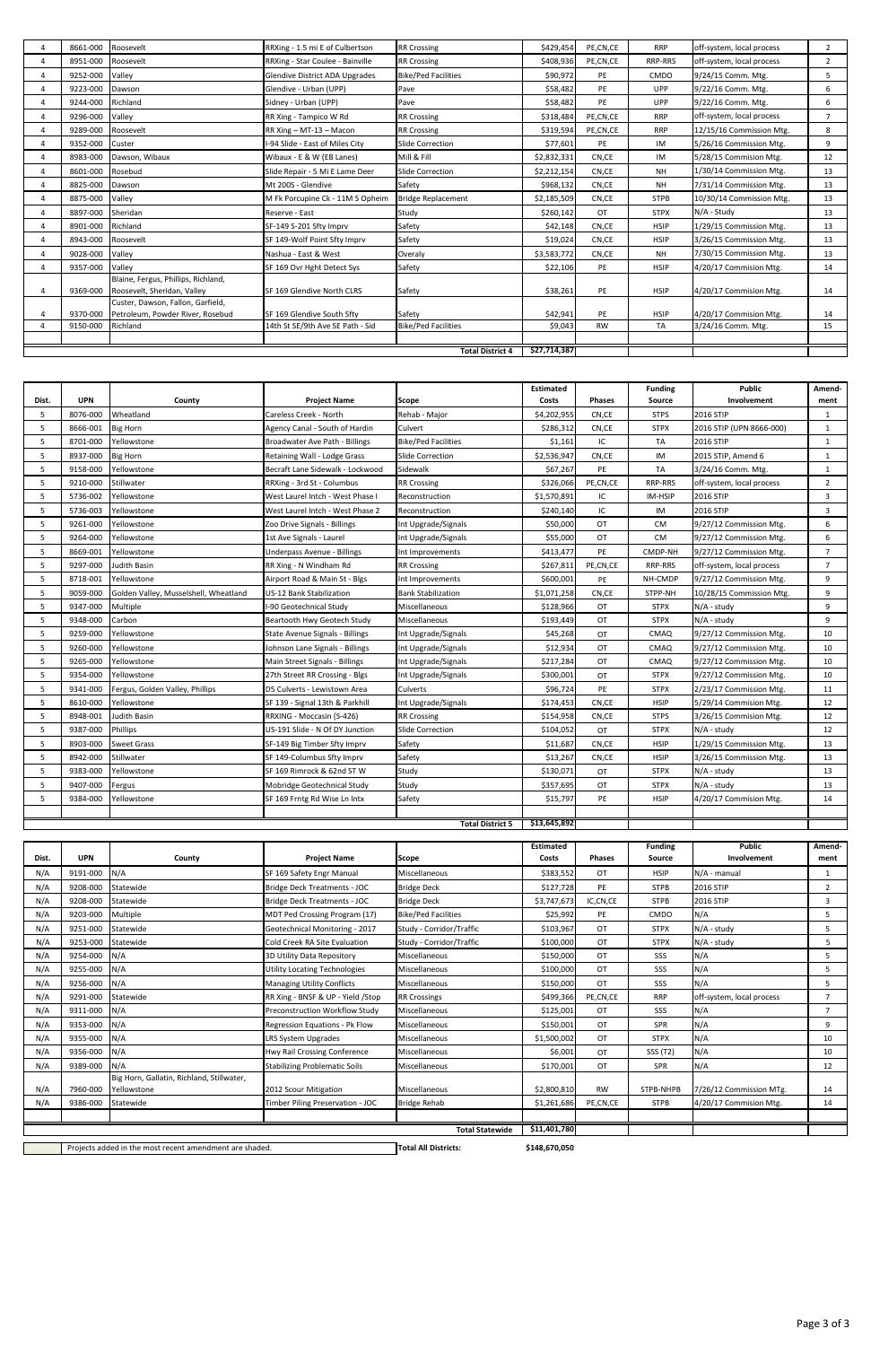| | | | | | | | | | |
|---|---|---|---|---|---|---|---|---|---|
| 4 | 8661-000 | Roosevelt | RRXing - 1.5 mi E of Culbertson | RR Crossing | $429,454 | PE,CN,CE | RRP | off-system, local process | 2 |
| 4 | 8951-000 | Roosevelt | RRXing - Star Coulee - Bainville | RR Crossing | $408,936 | PE,CN,CE | RRP-RRS | off-system, local process | 2 |
| 4 | 9252-000 | Valley | Glendive District ADA Upgrades | Bike/Ped Facilities | $90,972 | PE | CMDO | 9/24/15 Comm. Mtg. | 5 |
| 4 | 9223-000 | Dawson | Glendive - Urban (UPP) | Pave | $58,482 | PE | UPP | 9/22/16 Comm. Mtg. | 6 |
| 4 | 9244-000 | Richland | Sidney - Urban (UPP) | Pave | $58,482 | PE | UPP | 9/22/16 Comm. Mtg. | 6 |
| 4 | 9296-000 | Valley | RR Xing - Tampico W Rd | RR Crossing | $318,484 | PE,CN,CE | RRP | off-system, local process | 7 |
| 4 | 9289-000 | Roosevelt | RR Xing – MT-13 – Macon | RR Crossing | $319,594 | PE,CN,CE | RRP | 12/15/16 Commission Mtg. | 8 |
| 4 | 9352-000 | Custer | I-94 Slide - East of Miles City | Slide Correction | $77,601 | PE | IM | 5/26/16 Commission Mtg. | 9 |
| 4 | 8983-000 | Dawson, Wibaux | Wibaux - E & W (EB Lanes) | Mill & Fill | $2,832,331 | CN,CE | IM | 5/28/15 Commision Mtg. | 12 |
| 4 | 8601-000 | Rosebud | Slide Repair - 5 Mi E Lame Deer | Slide Correction | $2,212,154 | CN,CE | NH | 1/30/14 Commission Mtg. | 13 |
| 4 | 8825-000 | Dawson | Mt 200S - Glendive | Safety | $968,132 | CN,CE | NH | 7/31/14 Commission Mtg. | 13 |
| 4 | 8875-000 | Valley | M Fk Porcupine Ck - 11M S Opheim | Bridge Replacement | $2,185,509 | CN,CE | STPB | 10/30/14 Commission Mtg. | 13 |
| 4 | 8897-000 | Sheridan | Reserve - East | Study | $260,142 | OT | STPX | N/A - Study | 13 |
| 4 | 8901-000 | Richland | SF-149 S-201 Sfty Imprv | Safety | $42,148 | CN,CE | HSIP | 1/29/15 Commission Mtg. | 13 |
| 4 | 8943-000 | Roosevelt | SF 149-Wolf Point Sfty Imprv | Safety | $19,024 | CN,CE | HSIP | 3/26/15 Commission Mtg. | 13 |
| 4 | 9028-000 | Valley | Nashua - East & West | Overaly | $3,583,772 | CN,CE | NH | 7/30/15 Commission Mtg. | 13 |
| 4 | 9357-000 | Valley | SF 169 Ovr Hght Detect Sys | Safety | $22,106 | PE | HSIP | 4/20/17 Commision Mtg. | 14 |
| 4 | 9369-000 | Blaine, Fergus, Phillips, Richland, Roosevelt, Sheridan, Valley | SF 169 Glendive North CLRS | Safety | $38,261 | PE | HSIP | 4/20/17 Commision Mtg. | 14 |
| 4 | 9370-000 | Custer, Dawson, Fallon, Garfield, Petroleum, Powder River, Rosebud | SF 169 Glendive South Sfty | Safety | $42,941 | PE | HSIP | 4/20/17 Commision Mtg. | 14 |
| 4 | 9150-000 | Richland | 14th St SE/9th Ave SE Path - Sid | Bike/Ped Facilities | $9,043 | RW | TA | 3/24/16 Comm. Mtg. | 15 |
| | | | | **Total District 4** | **$27,714,387** | | | | |

| Dist. | UPN | County | Project Name | Scope | Estimated Costs | Phases | Funding Source | Public Involvement | Amend-ment |
|---|---|---|---|---|---|---|---|---|---|
| 5 | 8076-000 | Wheatland | Careless Creek - North | Rehab - Major | $4,202,955 | CN,CE | STPS | 2016 STIP | 1 |
| 5 | 8666-001 | Big Horn | Agency Canal - South of Hardin | Culvert | $286,312 | CN,CE | STPX | 2016 STIP (UPN 8666-000) | 1 |
| 5 | 8701-000 | Yellowstone | Broadwater Ave Path - Billings | Bike/Ped Facilities | $1,161 | IC | TA | 2016 STIP | 1 |
| 5 | 8937-000 | Big Horn | Retaining Wall - Lodge Grass | Slide Correction | $2,536,947 | CN,CE | IM | 2015 STIP, Amend 6 | 1 |
| 5 | 9158-000 | Yellowstone | Becraft Lane Sidewalk - Lockwood | Sidewalk | $67,267 | PE | TA | 3/24/16 Comm. Mtg. | 1 |
| 5 | 9210-000 | Stillwater | RRXing - 3rd St - Columbus | RR Crossing | $326,066 | PE,CN,CE | RRP-RRS | off-system, local process | 2 |
| 5 | 5736-002 | Yellowstone | West Laurel Intch - West Phase I | Reconstruction | $1,570,891 | IC | IM-HSIP | 2016 STIP | 3 |
| 5 | 5736-003 | Yellowstone | West Laurel Intch - West Phase 2 | Reconstruction | $240,140 | IC | IM | 2016 STIP | 3 |
| 5 | 9261-000 | Yellowstone | Zoo Drive Signals - Billings | Int Upgrade/Signals | $50,000 | OT | CM | 9/27/12 Commission Mtg. | 6 |
| 5 | 9264-000 | Yellowstone | 1st Ave Signals - Laurel | Int Upgrade/Signals | $55,000 | OT | CM | 9/27/12 Commission Mtg. | 6 |
| 5 | 8669-001 | Yellowstone | Underpass Avenue - Billings | Int Improvements | $413,477 | PE | CMDP-NH | 9/27/12 Commission Mtg. | 7 |
| 5 | 9297-000 | Judith Basin | RR Xing - N Windham Rd | RR Crossing | $267,811 | PE,CN,CE | RRP-RRS | off-system, local process | 7 |
| 5 | 8718-001 | Yellowstone | Airport Road & Main St - Blgs | Int Improvements | $600,001 | PE | NH-CMDP | 9/27/12 Commission Mtg. | 9 |
| 5 | 9059-000 | Golden Valley, Musselshell, Wheatland | US-12 Bank Stabilization | Bank Stabilization | $1,071,258 | CN,CE | STPP-NH | 10/28/15 Commission Mtg. | 9 |
| 5 | 9347-000 | Multiple | I-90 Geotechnical Study | Miscellaneous | $128,966 | OT | STPX | N/A - study | 9 |
| 5 | 9348-000 | Carbon | Beartooth Hwy Geotech Study | Miscellaneous | $193,449 | OT | STPX | N/A - study | 9 |
| 5 | 9259-000 | Yellowstone | State Avenue Signals - Billings | Int Upgrade/Signals | $45,268 | OT | CMAQ | 9/27/12 Commission Mtg. | 10 |
| 5 | 9260-000 | Yellowstone | Johnson Lane Signals - Billings | Int Upgrade/Signals | $12,934 | OT | CMAQ | 9/27/12 Commission Mtg. | 10 |
| 5 | 9265-000 | Yellowstone | Main Street Signals - Billings | Int Upgrade/Signals | $217,284 | OT | CMAQ | 9/27/12 Commission Mtg. | 10 |
| 5 | 9354-000 | Yellowstone | 27th Street RR Crossing - Blgs | Int Upgrade/Signals | $300,001 | OT | STPX | 9/27/12 Commission Mtg. | 10 |
| 5 | 9341-000 | Fergus, Golden Valley, Phillips | D5 Culverts - Lewistown Area | Culverts | $96,724 | PE | STPX | 2/23/17 Commission Mtg. | 11 |
| 5 | 8610-000 | Yellowstone | SF 139 - Signal 13th & Parkhill | Int Upgrade/Signals | $174,453 | CN,CE | HSIP | 5/29/14 Commission Mtg. | 12 |
| 5 | 8948-001 | Judith Basin | RRXING - Moccasin (S-426) | RR Crossing | $154,958 | CN,CE | STPS | 3/26/15 Commision Mtg. | 12 |
| 5 | 9387-000 | Phillips | US-191 Slide - N Of DY Junction | Slide Correction | $104,052 | OT | STPX | N/A - study | 12 |
| 5 | 8903-000 | Sweet Grass | SF-149 Big Timber Sfty Imprv | Safety | $11,687 | CN,CE | HSIP | 1/29/15 Commission Mtg. | 13 |
| 5 | 8942-000 | Stillwater | SF 149-Columbus Sfty Imprv | Safety | $13,267 | CN,CE | HSIP | 3/26/15 Commission Mtg. | 13 |
| 5 | 9383-000 | Yellowstone | SF 169 Rimrock & 62nd ST W | Study | $130,071 | OT | STPX | N/A - study | 13 |
| 5 | 9407-000 | Fergus | Mobridge Geotechnical Study | Study | $357,695 | OT | STPX | N/A - study | 13 |
| 5 | 9384-000 | Yellowstone | SF 169 Frntg Rd Wise Ln Intx | Safety | $15,797 | PE | HSIP | 4/20/17 Commision Mtg. | 14 |
| | | | | **Total District 5** | **$13,645,892** | | | | |

| Dist. | UPN | County | Project Name | Scope | Estimated Costs | Phases | Funding Source | Public Involvement | Amend-ment |
|---|---|---|---|---|---|---|---|---|---|
| N/A | 9191-000 | N/A | SF 169 Safety Engr Manual | Miscellaneous | $383,552 | OT | HSIP | N/A - manual | 1 |
| N/A | 9208-000 | Statewide | Bridge Deck Treatments - JOC | Bridge Deck | $127,728 | PE | STPB | 2016 STIP | 2 |
| N/A | 9208-000 | Statewide | Bridge Deck Treatments - JOC | Bridge Deck | $3,747,673 | IC,CN,CE | STPB | 2016 STIP | 3 |
| N/A | 9203-000 | Multiple | MDT Ped Crossing Program (17) | Bike/Ped Facilities | $25,992 | PE | CMDO | N/A | 5 |
| N/A | 9251-000 | Statewide | Geotechnical Monitoring - 2017 | Study - Corridor/Traffic | $103,967 | OT | STPX | N/A - study | 5 |
| N/A | 9253-000 | Statewide | Cold Creek RA Site Evaluation | Study - Corridor/Traffic | $100,000 | OT | STPX | N/A - study | 5 |
| N/A | 9254-000 | N/A | 3D Utility Data Repository | Miscellaneous | $150,000 | OT | SSS | N/A | 5 |
| N/A | 9255-000 | N/A | Utility Locating Technologies | Miscellaneous | $100,000 | OT | SSS | N/A | 5 |
| N/A | 9256-000 | N/A | Managing Utility Conflicts | Miscellaneous | $150,000 | OT | SSS | N/A | 5 |
| N/A | 9291-000 | Statewide | RR Xing - BNSF & UP - Yield /Stop | RR Crossings | $499,366 | PE,CN,CE | RRP | off-system, local process | 7 |
| N/A | 9311-000 | N/A | Preconstruction Workflow Study | Miscellaneous | $125,001 | OT | SSS | N/A | 7 |
| N/A | 9353-000 | N/A | Regression Equations - Pk Flow | Miscellaneous | $150,001 | OT | SPR | N/A | 9 |
| N/A | 9355-000 | N/A | LRS System Upgrades | Miscellaneous | $1,500,002 | OT | STPX | N/A | 10 |
| N/A | 9356-000 | N/A | Hwy Rail Crossing Conference | Miscellaneous | $6,001 | OT | SSS (T2) | N/A | 10 |
| N/A | 9389-000 | N/A | Stabilizing Problematic Soils | Miscellaneous | $170,001 | OT | SPR | N/A | 12 |
| N/A | 7960-000 | Big Horn, Gallatin, Richland, Stillwater, Yellowstone | 2012 Scour Mitigation | Miscellaneous | $2,800,810 | RW | STPB-NHPB | 7/26/12 Commission MTg. | 14 |
| N/A | 9386-000 | Statewide | Timber Piling Preservation - JOC | Bridge Rehab | $1,261,686 | PE,CN,CE | STPB | 4/20/17 Commision Mtg. | 14 |
| | | | | **Total Statewide** | **$11,401,780** | | | | |

Projects added in the most recent amendment are shaded.

**Total All Districts:** **$148,670,050**